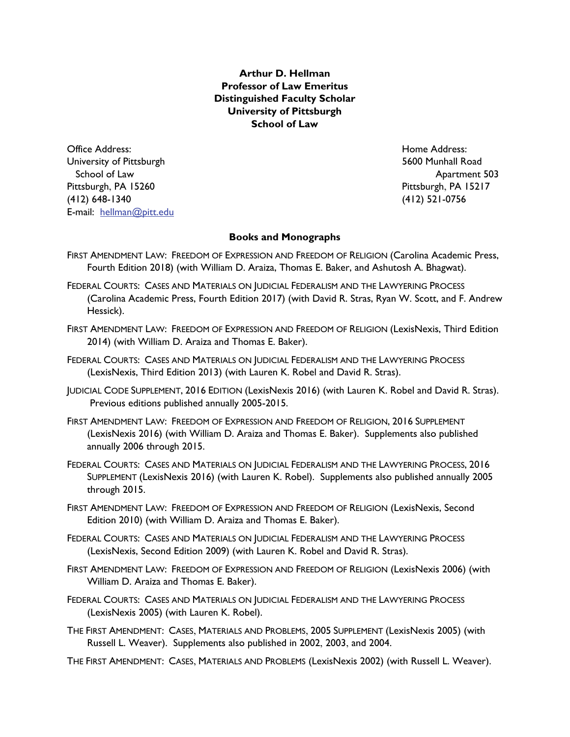**Arthur D. Hellman**
**Professor of Law Emeritus**
**Distinguished Faculty Scholar**
**University of Pittsburgh**
**School of Law**

Office Address:
University of Pittsburgh
School of Law
Pittsburgh, PA 15260
(412) 648-1340
E-mail: hellman@pitt.edu

Home Address:
5600 Munhall Road
Apartment 503
Pittsburgh, PA 15217
(412) 521-0756

## Books and Monographs

FIRST AMENDMENT LAW: FREEDOM OF EXPRESSION AND FREEDOM OF RELIGION (Carolina Academic Press, Fourth Edition 2018) (with William D. Araiza, Thomas E. Baker, and Ashutosh A. Bhagwat).

FEDERAL COURTS: CASES AND MATERIALS ON JUDICIAL FEDERALISM AND THE LAWYERING PROCESS (Carolina Academic Press, Fourth Edition 2017) (with David R. Stras, Ryan W. Scott, and F. Andrew Hessick).

FIRST AMENDMENT LAW: FREEDOM OF EXPRESSION AND FREEDOM OF RELIGION (LexisNexis, Third Edition 2014) (with William D. Araiza and Thomas E. Baker).

FEDERAL COURTS: CASES AND MATERIALS ON JUDICIAL FEDERALISM AND THE LAWYERING PROCESS (LexisNexis, Third Edition 2013) (with Lauren K. Robel and David R. Stras).

JUDICIAL CODE SUPPLEMENT, 2016 EDITION (LexisNexis 2016) (with Lauren K. Robel and David R. Stras). Previous editions published annually 2005-2015.

FIRST AMENDMENT LAW: FREEDOM OF EXPRESSION AND FREEDOM OF RELIGION, 2016 SUPPLEMENT (LexisNexis 2016) (with William D. Araiza and Thomas E. Baker). Supplements also published annually 2006 through 2015.

FEDERAL COURTS: CASES AND MATERIALS ON JUDICIAL FEDERALISM AND THE LAWYERING PROCESS, 2016 SUPPLEMENT (LexisNexis 2016) (with Lauren K. Robel). Supplements also published annually 2005 through 2015.

FIRST AMENDMENT LAW: FREEDOM OF EXPRESSION AND FREEDOM OF RELIGION (LexisNexis, Second Edition 2010) (with William D. Araiza and Thomas E. Baker).

FEDERAL COURTS: CASES AND MATERIALS ON JUDICIAL FEDERALISM AND THE LAWYERING PROCESS (LexisNexis, Second Edition 2009) (with Lauren K. Robel and David R. Stras).

FIRST AMENDMENT LAW: FREEDOM OF EXPRESSION AND FREEDOM OF RELIGION (LexisNexis 2006) (with William D. Araiza and Thomas E. Baker).

FEDERAL COURTS: CASES AND MATERIALS ON JUDICIAL FEDERALISM AND THE LAWYERING PROCESS (LexisNexis 2005) (with Lauren K. Robel).

THE FIRST AMENDMENT: CASES, MATERIALS AND PROBLEMS, 2005 SUPPLEMENT (LexisNexis 2005) (with Russell L. Weaver). Supplements also published in 2002, 2003, and 2004.

THE FIRST AMENDMENT: CASES, MATERIALS AND PROBLEMS (LexisNexis 2002) (with Russell L. Weaver).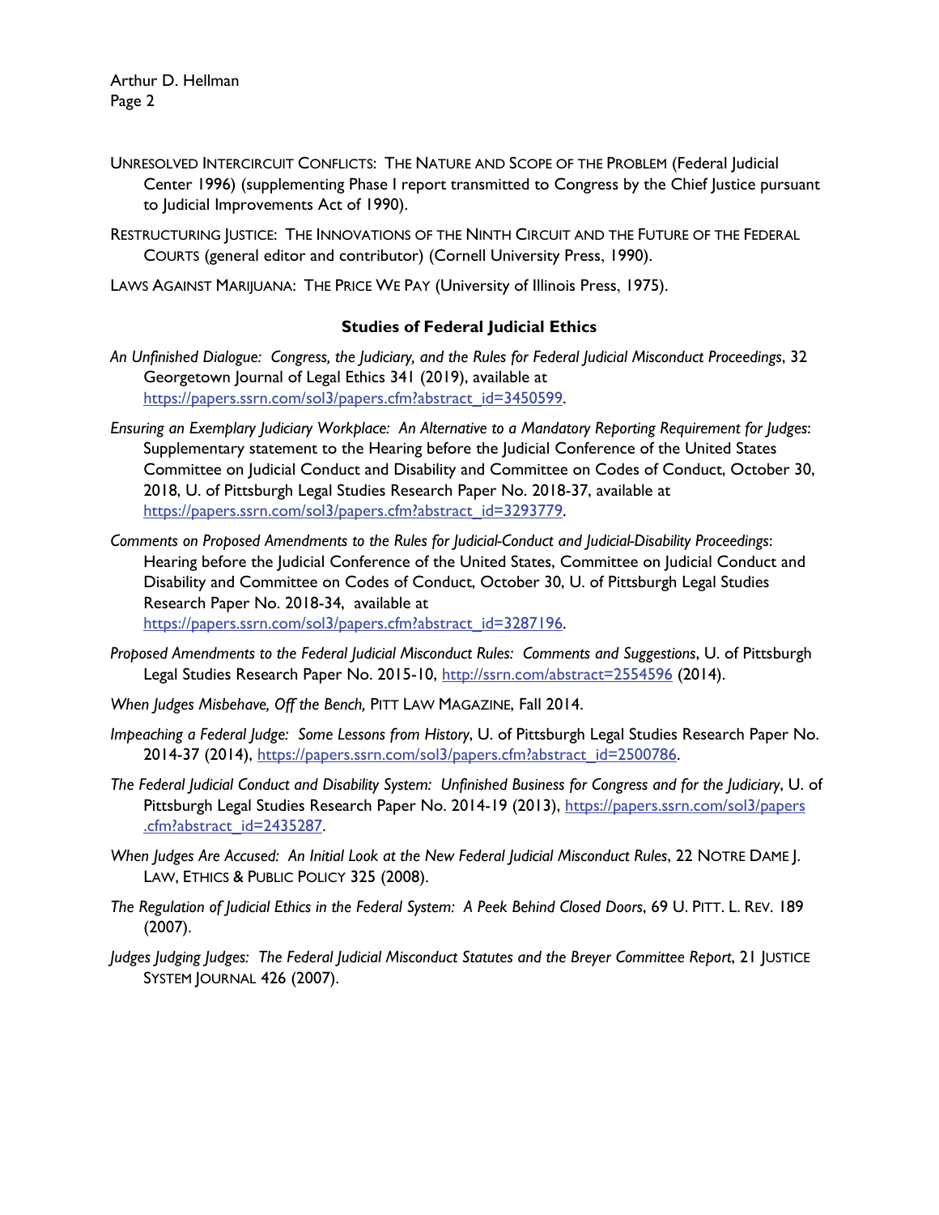UNRESOLVED INTERCIRCUIT CONFLICTS: THE NATURE AND SCOPE OF THE PROBLEM (Federal Judicial Center 1996) (supplementing Phase I report transmitted to Congress by the Chief Justice pursuant to Judicial Improvements Act of 1990).

RESTRUCTURING JUSTICE: THE INNOVATIONS OF THE NINTH CIRCUIT AND THE FUTURE OF THE FEDERAL COURTS (general editor and contributor) (Cornell University Press, 1990).

LAWS AGAINST MARIJUANA: THE PRICE WE PAY (University of Illinois Press, 1975).

**Studies of Federal Judicial Ethics**

*An Unfinished Dialogue: Congress, the Judiciary, and the Rules for Federal Judicial Misconduct Proceedings*, 32 Georgetown Journal of Legal Ethics 341 (2019), available at https://papers.ssrn.com/sol3/papers.cfm?abstract_id=3450599.

*Ensuring an Exemplary Judiciary Workplace: An Alternative to a Mandatory Reporting Requirement for Judges*: Supplementary statement to the Hearing before the Judicial Conference of the United States Committee on Judicial Conduct and Disability and Committee on Codes of Conduct, October 30, 2018, U. of Pittsburgh Legal Studies Research Paper No. 2018-37, available at https://papers.ssrn.com/sol3/papers.cfm?abstract_id=3293779.

*Comments on Proposed Amendments to the Rules for Judicial-Conduct and Judicial-Disability Proceedings*: Hearing before the Judicial Conference of the United States, Committee on Judicial Conduct and Disability and Committee on Codes of Conduct, October 30, U. of Pittsburgh Legal Studies Research Paper No. 2018-34, available at https://papers.ssrn.com/sol3/papers.cfm?abstract_id=3287196.

*Proposed Amendments to the Federal Judicial Misconduct Rules: Comments and Suggestions*, U. of Pittsburgh Legal Studies Research Paper No. 2015-10, http://ssrn.com/abstract=2554596 (2014).

*When Judges Misbehave, Off the Bench,* PITT LAW MAGAZINE, Fall 2014.

*Impeaching a Federal Judge: Some Lessons from History*, U. of Pittsburgh Legal Studies Research Paper No. 2014-37 (2014), https://papers.ssrn.com/sol3/papers.cfm?abstract_id=2500786.

*The Federal Judicial Conduct and Disability System: Unfinished Business for Congress and for the Judiciary*, U. of Pittsburgh Legal Studies Research Paper No. 2014-19 (2013), https://papers.ssrn.com/sol3/papers.cfm?abstract_id=2435287.

*When Judges Are Accused: An Initial Look at the New Federal Judicial Misconduct Rules*, 22 NOTRE DAME J. LAW, ETHICS & PUBLIC POLICY 325 (2008).

*The Regulation of Judicial Ethics in the Federal System: A Peek Behind Closed Doors*, 69 U. PITT. L. REV. 189 (2007).

*Judges Judging Judges: The Federal Judicial Misconduct Statutes and the Breyer Committee Report*, 21 JUSTICE SYSTEM JOURNAL 426 (2007).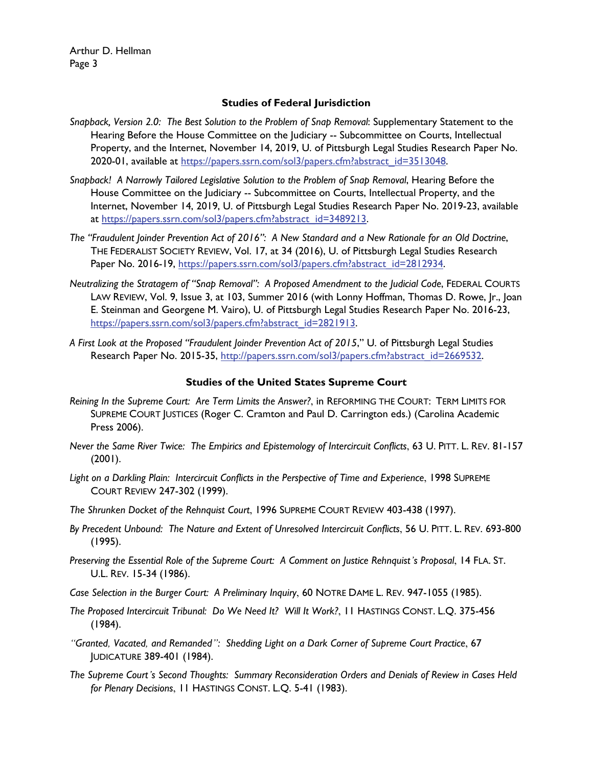### Studies of Federal Jurisdiction

*Snapback, Version 2.0: The Best Solution to the Problem of Snap Removal*: Supplementary Statement to the Hearing Before the House Committee on the Judiciary -- Subcommittee on Courts, Intellectual Property, and the Internet, November 14, 2019, U. of Pittsburgh Legal Studies Research Paper No. 2020-01, available at https://papers.ssrn.com/sol3/papers.cfm?abstract_id=3513048.

*Snapback! A Narrowly Tailored Legislative Solution to the Problem of Snap Removal*, Hearing Before the House Committee on the Judiciary -- Subcommittee on Courts, Intellectual Property, and the Internet, November 14, 2019, U. of Pittsburgh Legal Studies Research Paper No. 2019-23, available at https://papers.ssrn.com/sol3/papers.cfm?abstract_id=3489213.

*The "Fraudulent Joinder Prevention Act of 2016": A New Standard and a New Rationale for an Old Doctrine*, THE FEDERALIST SOCIETY REVIEW, Vol. 17, at 34 (2016), U. of Pittsburgh Legal Studies Research Paper No. 2016-19, https://papers.ssrn.com/sol3/papers.cfm?abstract_id=2812934.

*Neutralizing the Stratagem of "Snap Removal": A Proposed Amendment to the Judicial Code*, FEDERAL COURTS LAW REVIEW, Vol. 9, Issue 3, at 103, Summer 2016 (with Lonny Hoffman, Thomas D. Rowe, Jr., Joan E. Steinman and Georgene M. Vairo), U. of Pittsburgh Legal Studies Research Paper No. 2016-23, https://papers.ssrn.com/sol3/papers.cfm?abstract_id=2821913.

*A First Look at the Proposed "Fraudulent Joinder Prevention Act of 2015*," U. of Pittsburgh Legal Studies Research Paper No. 2015-35, http://papers.ssrn.com/sol3/papers.cfm?abstract_id=2669532.

### Studies of the United States Supreme Court

*Reining In the Supreme Court: Are Term Limits the Answer?*, in REFORMING THE COURT: TERM LIMITS FOR SUPREME COURT JUSTICES (Roger C. Cramton and Paul D. Carrington eds.) (Carolina Academic Press 2006).

*Never the Same River Twice: The Empirics and Epistemology of Intercircuit Conflicts*, 63 U. PITT. L. REV. 81-157 (2001).

*Light on a Darkling Plain: Intercircuit Conflicts in the Perspective of Time and Experience*, 1998 SUPREME COURT REVIEW 247-302 (1999).

*The Shrunken Docket of the Rehnquist Court*, 1996 SUPREME COURT REVIEW 403-438 (1997).

*By Precedent Unbound: The Nature and Extent of Unresolved Intercircuit Conflicts*, 56 U. PITT. L. REV. 693-800 (1995).

*Preserving the Essential Role of the Supreme Court: A Comment on Justice Rehnquist's Proposal*, 14 FLA. ST. U.L. REV. 15-34 (1986).

*Case Selection in the Burger Court: A Preliminary Inquiry*, 60 NOTRE DAME L. REV. 947-1055 (1985).

*The Proposed Intercircuit Tribunal: Do We Need It? Will It Work?*, 11 HASTINGS CONST. L.Q. 375-456 (1984).

*"Granted, Vacated, and Remanded": Shedding Light on a Dark Corner of Supreme Court Practice*, 67 JUDICATURE 389-401 (1984).

*The Supreme Court's Second Thoughts: Summary Reconsideration Orders and Denials of Review in Cases Held for Plenary Decisions*, 11 HASTINGS CONST. L.Q. 5-41 (1983).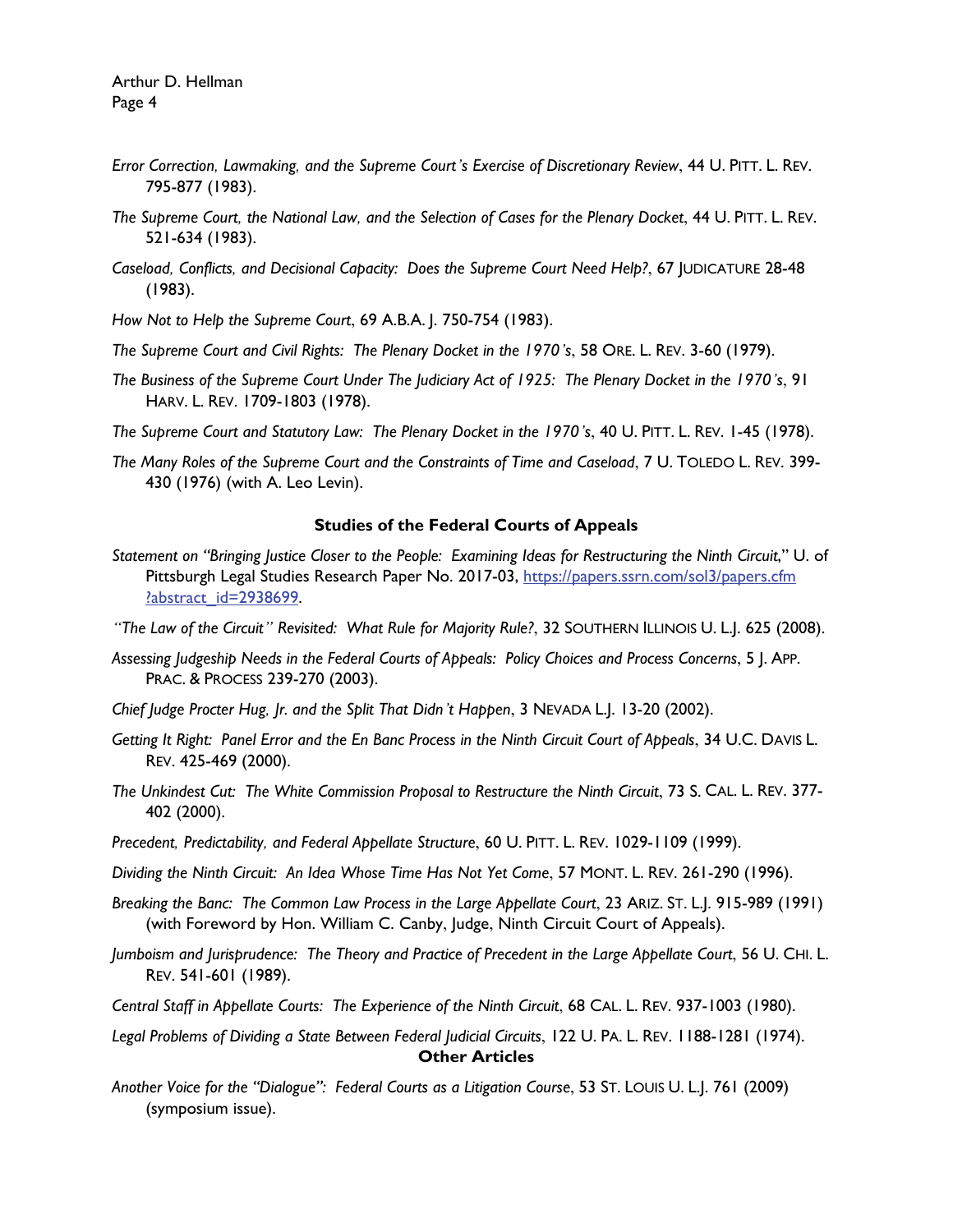*Error Correction, Lawmaking, and the Supreme Court's Exercise of Discretionary Review*, 44 U. PITT. L. REV. 795-877 (1983).

*The Supreme Court, the National Law, and the Selection of Cases for the Plenary Docket*, 44 U. PITT. L. REV. 521-634 (1983).

*Caseload, Conflicts, and Decisional Capacity: Does the Supreme Court Need Help?*, 67 JUDICATURE 28-48 (1983).

*How Not to Help the Supreme Court*, 69 A.B.A. J. 750-754 (1983).

*The Supreme Court and Civil Rights: The Plenary Docket in the 1970's*, 58 ORE. L. REV. 3-60 (1979).

*The Business of the Supreme Court Under The Judiciary Act of 1925: The Plenary Docket in the 1970's*, 91 HARV. L. REV. 1709-1803 (1978).

*The Supreme Court and Statutory Law: The Plenary Docket in the 1970's*, 40 U. PITT. L. REV. 1-45 (1978).

*The Many Roles of the Supreme Court and the Constraints of Time and Caseload*, 7 U. TOLEDO L. REV. 399-430 (1976) (with A. Leo Levin).

## Studies of the Federal Courts of Appeals

*Statement on "Bringing Justice Closer to the People: Examining Ideas for Restructuring the Ninth Circuit,"* U. of Pittsburgh Legal Studies Research Paper No. 2017-03, https://papers.ssrn.com/sol3/papers.cfm?abstract_id=2938699.

*"The Law of the Circuit" Revisited: What Rule for Majority Rule?*, 32 SOUTHERN ILLINOIS U. L.J. 625 (2008).

*Assessing Judgeship Needs in the Federal Courts of Appeals: Policy Choices and Process Concerns*, 5 J. APP. PRAC. & PROCESS 239-270 (2003).

*Chief Judge Procter Hug, Jr. and the Split That Didn't Happen*, 3 NEVADA L.J. 13-20 (2002).

*Getting It Right: Panel Error and the En Banc Process in the Ninth Circuit Court of Appeals*, 34 U.C. DAVIS L. REV. 425-469 (2000).

*The Unkindest Cut: The White Commission Proposal to Restructure the Ninth Circuit*, 73 S. CAL. L. REV. 377-402 (2000).

*Precedent, Predictability, and Federal Appellate Structure*, 60 U. PITT. L. REV. 1029-1109 (1999).

*Dividing the Ninth Circuit: An Idea Whose Time Has Not Yet Come*, 57 MONT. L. REV. 261-290 (1996).

*Breaking the Banc: The Common Law Process in the Large Appellate Court*, 23 ARIZ. ST. L.J. 915-989 (1991) (with Foreword by Hon. William C. Canby, Judge, Ninth Circuit Court of Appeals).

*Jumboism and Jurisprudence: The Theory and Practice of Precedent in the Large Appellate Court*, 56 U. CHI. L. REV. 541-601 (1989).

*Central Staff in Appellate Courts: The Experience of the Ninth Circuit*, 68 CAL. L. REV. 937-1003 (1980).

*Legal Problems of Dividing a State Between Federal Judicial Circuits*, 122 U. PA. L. REV. 1188-1281 (1974).

## Other Articles

*Another Voice for the "Dialogue": Federal Courts as a Litigation Course*, 53 ST. LOUIS U. L.J. 761 (2009) (symposium issue).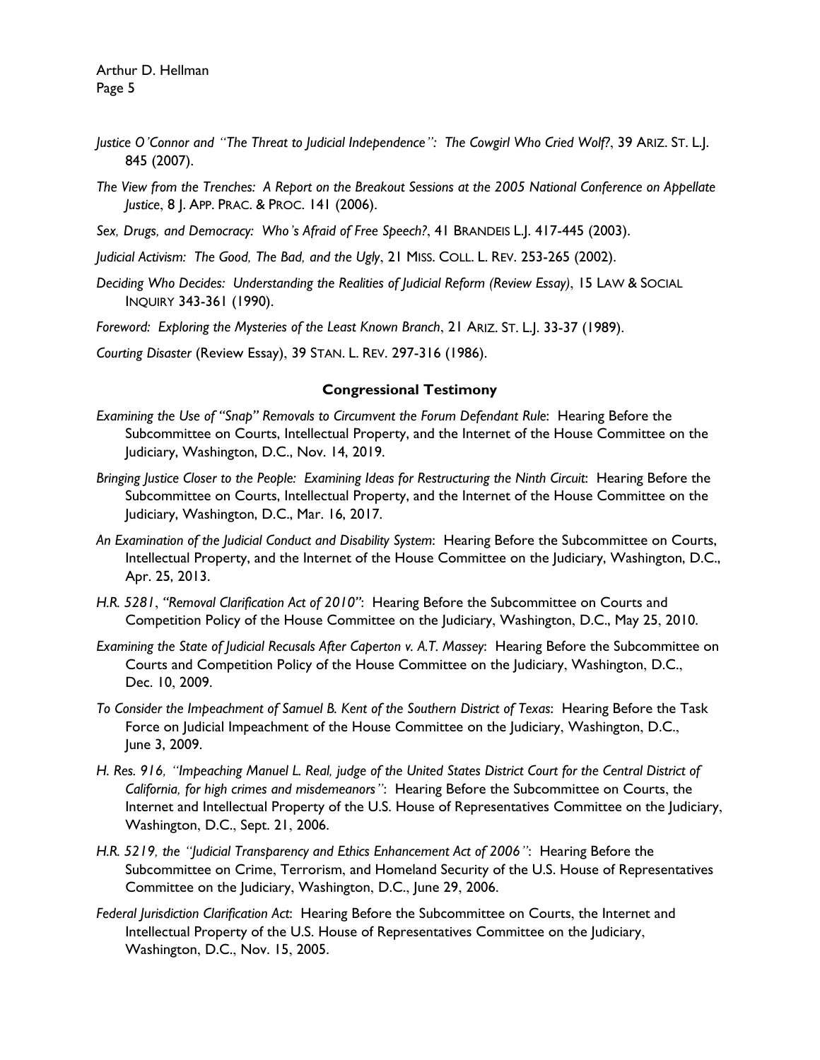*Justice O'Connor and "The Threat to Judicial Independence": The Cowgirl Who Cried Wolf?*, 39 ARIZ. ST. L.J. 845 (2007).

*The View from the Trenches: A Report on the Breakout Sessions at the 2005 National Conference on Appellate Justice*, 8 J. APP. PRAC. & PROC. 141 (2006).

*Sex, Drugs, and Democracy: Who's Afraid of Free Speech?*, 41 BRANDEIS L.J. 417-445 (2003).

*Judicial Activism: The Good, The Bad, and the Ugly*, 21 MISS. COLL. L. REV. 253-265 (2002).

*Deciding Who Decides: Understanding the Realities of Judicial Reform (Review Essay)*, 15 LAW & SOCIAL INQUIRY 343-361 (1990).

*Foreword: Exploring the Mysteries of the Least Known Branch*, 21 ARIZ. ST. L.J. 33-37 (1989).

*Courting Disaster* (Review Essay), 39 STAN. L. REV. 297-316 (1986).

### Congressional Testimony

*Examining the Use of "Snap" Removals to Circumvent the Forum Defendant Rule*: Hearing Before the Subcommittee on Courts, Intellectual Property, and the Internet of the House Committee on the Judiciary, Washington, D.C., Nov. 14, 2019.

*Bringing Justice Closer to the People: Examining Ideas for Restructuring the Ninth Circuit*: Hearing Before the Subcommittee on Courts, Intellectual Property, and the Internet of the House Committee on the Judiciary, Washington, D.C., Mar. 16, 2017.

*An Examination of the Judicial Conduct and Disability System*: Hearing Before the Subcommittee on Courts, Intellectual Property, and the Internet of the House Committee on the Judiciary, Washington, D.C., Apr. 25, 2013.

*H.R. 5281, "Removal Clarification Act of 2010"*: Hearing Before the Subcommittee on Courts and Competition Policy of the House Committee on the Judiciary, Washington, D.C., May 25, 2010.

*Examining the State of Judicial Recusals After Caperton v. A.T. Massey*: Hearing Before the Subcommittee on Courts and Competition Policy of the House Committee on the Judiciary, Washington, D.C., Dec. 10, 2009.

*To Consider the Impeachment of Samuel B. Kent of the Southern District of Texas*: Hearing Before the Task Force on Judicial Impeachment of the House Committee on the Judiciary, Washington, D.C., June 3, 2009.

*H. Res. 916, "Impeaching Manuel L. Real, judge of the United States District Court for the Central District of California, for high crimes and misdemeanors"*: Hearing Before the Subcommittee on Courts, the Internet and Intellectual Property of the U.S. House of Representatives Committee on the Judiciary, Washington, D.C., Sept. 21, 2006.

*H.R. 5219, the "Judicial Transparency and Ethics Enhancement Act of 2006"*: Hearing Before the Subcommittee on Crime, Terrorism, and Homeland Security of the U.S. House of Representatives Committee on the Judiciary, Washington, D.C., June 29, 2006.

*Federal Jurisdiction Clarification Act*: Hearing Before the Subcommittee on Courts, the Internet and Intellectual Property of the U.S. House of Representatives Committee on the Judiciary, Washington, D.C., Nov. 15, 2005.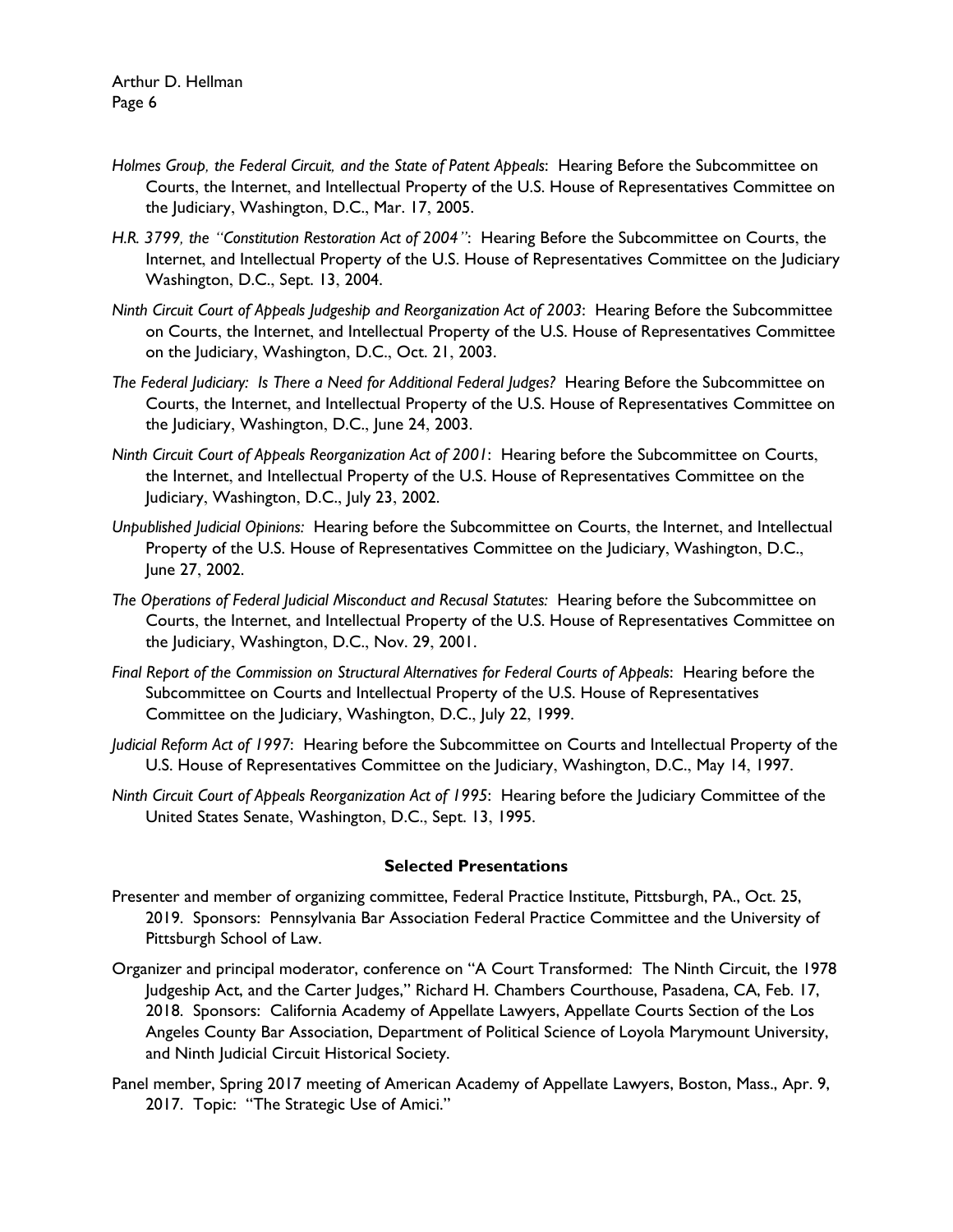*Holmes Group, the Federal Circuit, and the State of Patent Appeals*: Hearing Before the Subcommittee on Courts, the Internet, and Intellectual Property of the U.S. House of Representatives Committee on the Judiciary, Washington, D.C., Mar. 17, 2005.

*H.R. 3799, the "Constitution Restoration Act of 2004"*: Hearing Before the Subcommittee on Courts, the Internet, and Intellectual Property of the U.S. House of Representatives Committee on the Judiciary Washington, D.C., Sept. 13, 2004.

*Ninth Circuit Court of Appeals Judgeship and Reorganization Act of 2003*: Hearing Before the Subcommittee on Courts, the Internet, and Intellectual Property of the U.S. House of Representatives Committee on the Judiciary, Washington, D.C., Oct. 21, 2003.

*The Federal Judiciary: Is There a Need for Additional Federal Judges?* Hearing Before the Subcommittee on Courts, the Internet, and Intellectual Property of the U.S. House of Representatives Committee on the Judiciary, Washington, D.C., June 24, 2003.

*Ninth Circuit Court of Appeals Reorganization Act of 2001*: Hearing before the Subcommittee on Courts, the Internet, and Intellectual Property of the U.S. House of Representatives Committee on the Judiciary, Washington, D.C., July 23, 2002.

*Unpublished Judicial Opinions:* Hearing before the Subcommittee on Courts, the Internet, and Intellectual Property of the U.S. House of Representatives Committee on the Judiciary, Washington, D.C., June 27, 2002.

*The Operations of Federal Judicial Misconduct and Recusal Statutes:* Hearing before the Subcommittee on Courts, the Internet, and Intellectual Property of the U.S. House of Representatives Committee on the Judiciary, Washington, D.C., Nov. 29, 2001.

*Final Report of the Commission on Structural Alternatives for Federal Courts of Appeals*: Hearing before the Subcommittee on Courts and Intellectual Property of the U.S. House of Representatives Committee on the Judiciary, Washington, D.C., July 22, 1999.

*Judicial Reform Act of 1997*: Hearing before the Subcommittee on Courts and Intellectual Property of the U.S. House of Representatives Committee on the Judiciary, Washington, D.C., May 14, 1997.

*Ninth Circuit Court of Appeals Reorganization Act of 1995*: Hearing before the Judiciary Committee of the United States Senate, Washington, D.C., Sept. 13, 1995.

### Selected Presentations

Presenter and member of organizing committee, Federal Practice Institute, Pittsburgh, PA., Oct. 25, 2019. Sponsors: Pennsylvania Bar Association Federal Practice Committee and the University of Pittsburgh School of Law.

Organizer and principal moderator, conference on "A Court Transformed: The Ninth Circuit, the 1978 Judgeship Act, and the Carter Judges," Richard H. Chambers Courthouse, Pasadena, CA, Feb. 17, 2018. Sponsors: California Academy of Appellate Lawyers, Appellate Courts Section of the Los Angeles County Bar Association, Department of Political Science of Loyola Marymount University, and Ninth Judicial Circuit Historical Society.

Panel member, Spring 2017 meeting of American Academy of Appellate Lawyers, Boston, Mass., Apr. 9, 2017. Topic: "The Strategic Use of Amici."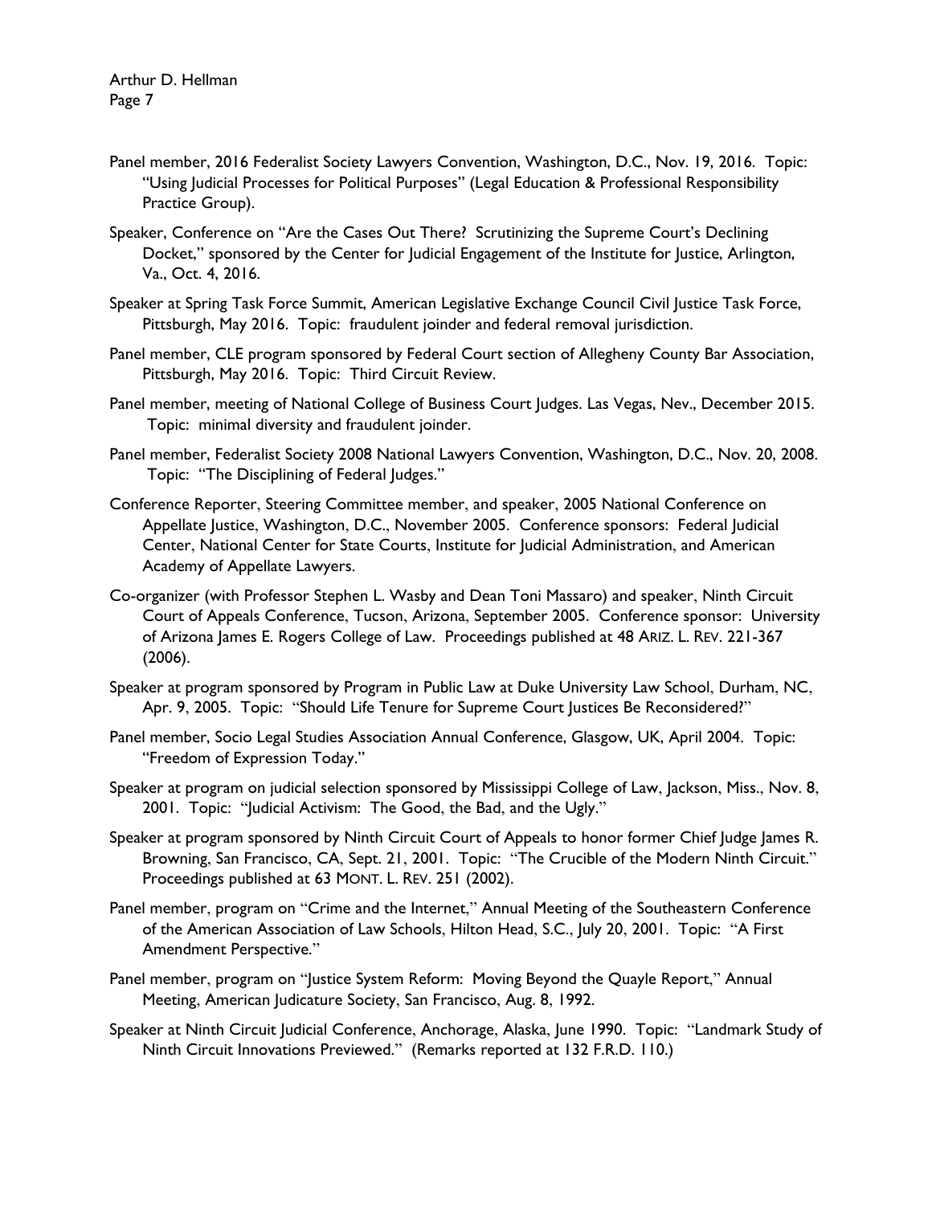Panel member, 2016 Federalist Society Lawyers Convention, Washington, D.C., Nov. 19, 2016. Topic: "Using Judicial Processes for Political Purposes" (Legal Education & Professional Responsibility Practice Group).

Speaker, Conference on "Are the Cases Out There? Scrutinizing the Supreme Court's Declining Docket," sponsored by the Center for Judicial Engagement of the Institute for Justice, Arlington, Va., Oct. 4, 2016.

Speaker at Spring Task Force Summit, American Legislative Exchange Council Civil Justice Task Force, Pittsburgh, May 2016. Topic: fraudulent joinder and federal removal jurisdiction.

Panel member, CLE program sponsored by Federal Court section of Allegheny County Bar Association, Pittsburgh, May 2016. Topic: Third Circuit Review.

Panel member, meeting of National College of Business Court Judges. Las Vegas, Nev., December 2015. Topic: minimal diversity and fraudulent joinder.

Panel member, Federalist Society 2008 National Lawyers Convention, Washington, D.C., Nov. 20, 2008. Topic: "The Disciplining of Federal Judges."

Conference Reporter, Steering Committee member, and speaker, 2005 National Conference on Appellate Justice, Washington, D.C., November 2005. Conference sponsors: Federal Judicial Center, National Center for State Courts, Institute for Judicial Administration, and American Academy of Appellate Lawyers.

Co-organizer (with Professor Stephen L. Wasby and Dean Toni Massaro) and speaker, Ninth Circuit Court of Appeals Conference, Tucson, Arizona, September 2005. Conference sponsor: University of Arizona James E. Rogers College of Law. Proceedings published at 48 ARIZ. L. REV. 221-367 (2006).

Speaker at program sponsored by Program in Public Law at Duke University Law School, Durham, NC, Apr. 9, 2005. Topic: "Should Life Tenure for Supreme Court Justices Be Reconsidered?"

Panel member, Socio Legal Studies Association Annual Conference, Glasgow, UK, April 2004. Topic: "Freedom of Expression Today."

Speaker at program on judicial selection sponsored by Mississippi College of Law, Jackson, Miss., Nov. 8, 2001. Topic: "Judicial Activism: The Good, the Bad, and the Ugly."

Speaker at program sponsored by Ninth Circuit Court of Appeals to honor former Chief Judge James R. Browning, San Francisco, CA, Sept. 21, 2001. Topic: "The Crucible of the Modern Ninth Circuit." Proceedings published at 63 MONT. L. REV. 251 (2002).

Panel member, program on "Crime and the Internet," Annual Meeting of the Southeastern Conference of the American Association of Law Schools, Hilton Head, S.C., July 20, 2001. Topic: "A First Amendment Perspective."

Panel member, program on "Justice System Reform: Moving Beyond the Quayle Report," Annual Meeting, American Judicature Society, San Francisco, Aug. 8, 1992.

Speaker at Ninth Circuit Judicial Conference, Anchorage, Alaska, June 1990. Topic: "Landmark Study of Ninth Circuit Innovations Previewed." (Remarks reported at 132 F.R.D. 110.)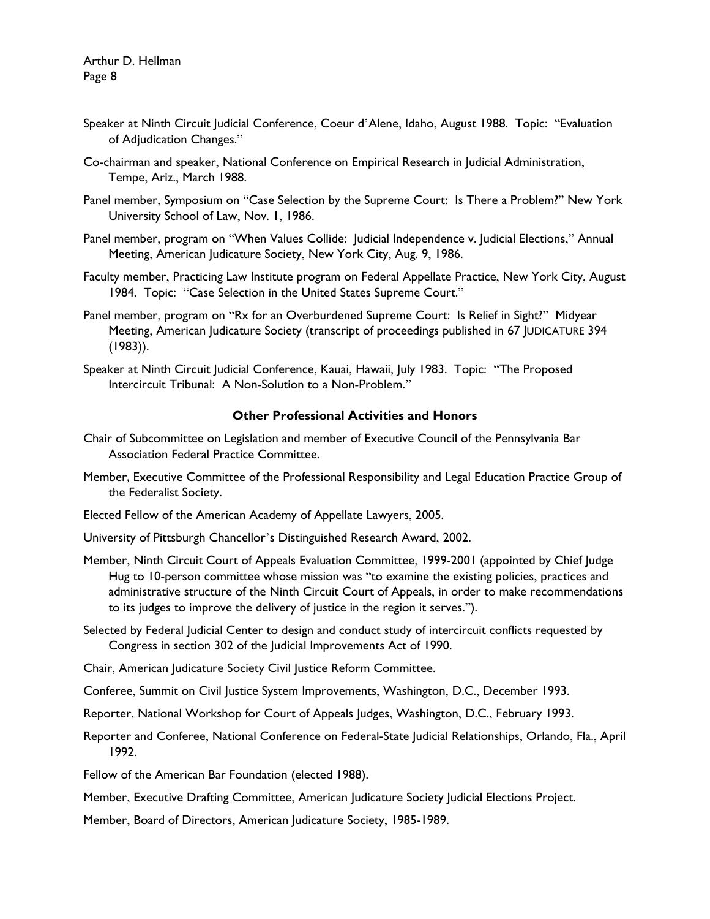Speaker at Ninth Circuit Judicial Conference, Coeur d'Alene, Idaho, August 1988. Topic: "Evaluation of Adjudication Changes."

Co-chairman and speaker, National Conference on Empirical Research in Judicial Administration, Tempe, Ariz., March 1988.

Panel member, Symposium on "Case Selection by the Supreme Court: Is There a Problem?" New York University School of Law, Nov. 1, 1986.

Panel member, program on "When Values Collide: Judicial Independence v. Judicial Elections," Annual Meeting, American Judicature Society, New York City, Aug. 9, 1986.

Faculty member, Practicing Law Institute program on Federal Appellate Practice, New York City, August 1984. Topic: "Case Selection in the United States Supreme Court."

Panel member, program on "Rx for an Overburdened Supreme Court: Is Relief in Sight?" Midyear Meeting, American Judicature Society (transcript of proceedings published in 67 JUDICATURE 394 (1983)).

Speaker at Ninth Circuit Judicial Conference, Kauai, Hawaii, July 1983. Topic: "The Proposed Intercircuit Tribunal: A Non-Solution to a Non-Problem."

### Other Professional Activities and Honors

Chair of Subcommittee on Legislation and member of Executive Council of the Pennsylvania Bar Association Federal Practice Committee.

Member, Executive Committee of the Professional Responsibility and Legal Education Practice Group of the Federalist Society.

Elected Fellow of the American Academy of Appellate Lawyers, 2005.

University of Pittsburgh Chancellor's Distinguished Research Award, 2002.

Member, Ninth Circuit Court of Appeals Evaluation Committee, 1999-2001 (appointed by Chief Judge Hug to 10-person committee whose mission was "to examine the existing policies, practices and administrative structure of the Ninth Circuit Court of Appeals, in order to make recommendations to its judges to improve the delivery of justice in the region it serves.").

Selected by Federal Judicial Center to design and conduct study of intercircuit conflicts requested by Congress in section 302 of the Judicial Improvements Act of 1990.

Chair, American Judicature Society Civil Justice Reform Committee.

Conferee, Summit on Civil Justice System Improvements, Washington, D.C., December 1993.

Reporter, National Workshop for Court of Appeals Judges, Washington, D.C., February 1993.

Reporter and Conferee, National Conference on Federal-State Judicial Relationships, Orlando, Fla., April 1992.

Fellow of the American Bar Foundation (elected 1988).

Member, Executive Drafting Committee, American Judicature Society Judicial Elections Project.

Member, Board of Directors, American Judicature Society, 1985-1989.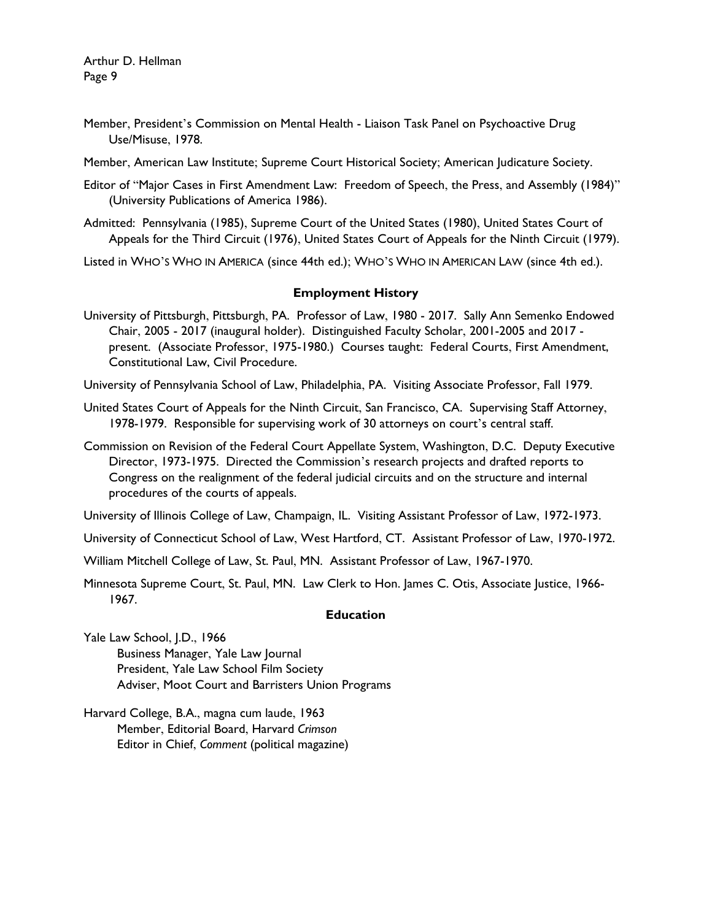Member, President's Commission on Mental Health - Liaison Task Panel on Psychoactive Drug Use/Misuse, 1978.

Member, American Law Institute; Supreme Court Historical Society; American Judicature Society.

Editor of "Major Cases in First Amendment Law: Freedom of Speech, the Press, and Assembly (1984)" (University Publications of America 1986).

Admitted: Pennsylvania (1985), Supreme Court of the United States (1980), United States Court of Appeals for the Third Circuit (1976), United States Court of Appeals for the Ninth Circuit (1979).

Listed in WHO'S WHO IN AMERICA (since 44th ed.); WHO'S WHO IN AMERICAN LAW (since 4th ed.).

## Employment History

University of Pittsburgh, Pittsburgh, PA. Professor of Law, 1980 - 2017. Sally Ann Semenko Endowed Chair, 2005 - 2017 (inaugural holder). Distinguished Faculty Scholar, 2001-2005 and 2017 - present. (Associate Professor, 1975-1980.) Courses taught: Federal Courts, First Amendment, Constitutional Law, Civil Procedure.

University of Pennsylvania School of Law, Philadelphia, PA. Visiting Associate Professor, Fall 1979.

United States Court of Appeals for the Ninth Circuit, San Francisco, CA. Supervising Staff Attorney, 1978-1979. Responsible for supervising work of 30 attorneys on court's central staff.

Commission on Revision of the Federal Court Appellate System, Washington, D.C. Deputy Executive Director, 1973-1975. Directed the Commission's research projects and drafted reports to Congress on the realignment of the federal judicial circuits and on the structure and internal procedures of the courts of appeals.

University of Illinois College of Law, Champaign, IL. Visiting Assistant Professor of Law, 1972-1973.

University of Connecticut School of Law, West Hartford, CT. Assistant Professor of Law, 1970-1972.

William Mitchell College of Law, St. Paul, MN. Assistant Professor of Law, 1967-1970.

Minnesota Supreme Court, St. Paul, MN. Law Clerk to Hon. James C. Otis, Associate Justice, 1966-1967.

## Education

Yale Law School, J.D., 1966
- Business Manager, Yale Law Journal
- President, Yale Law School Film Society
- Adviser, Moot Court and Barristers Union Programs

Harvard College, B.A., magna cum laude, 1963
- Member, Editorial Board, Harvard *Crimson*
- Editor in Chief, *Comment* (political magazine)